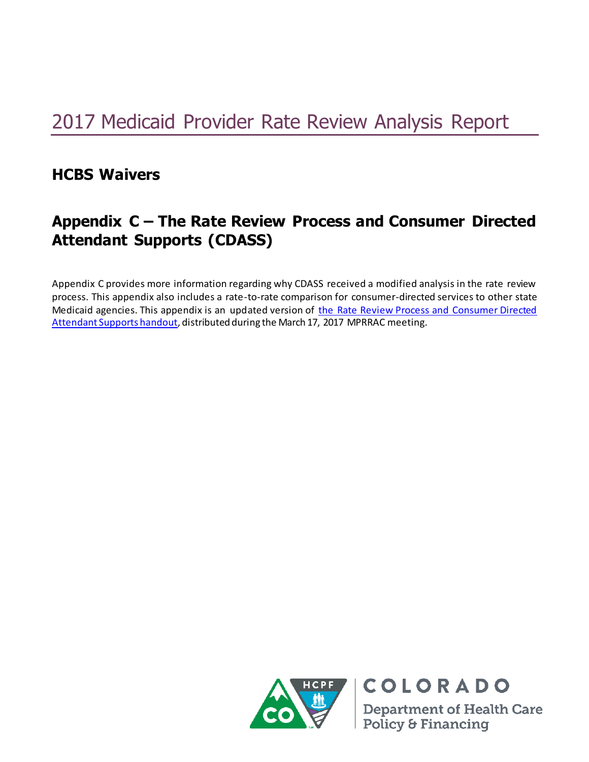# 2017 Medicaid Provider Rate Review Analysis Report

## HCBS Waivers

## Appendix C – The Rate Review Process and Consumer Directed Attendant Supports (CDASS)

Appendix C provides more information regarding why CDASS received a modified analysis in the rate review process. This appendix also includes a rate-to-rate comparison for consumer-directed services to other state Medicaid agencies. This appendix is an updated version of the Rate Review Process and Consumer Directed Attendant Supports handout, distributed during the March 17, 2017 MPRRAC meeting.

COLORADO
Department of Health Care Policy & Financing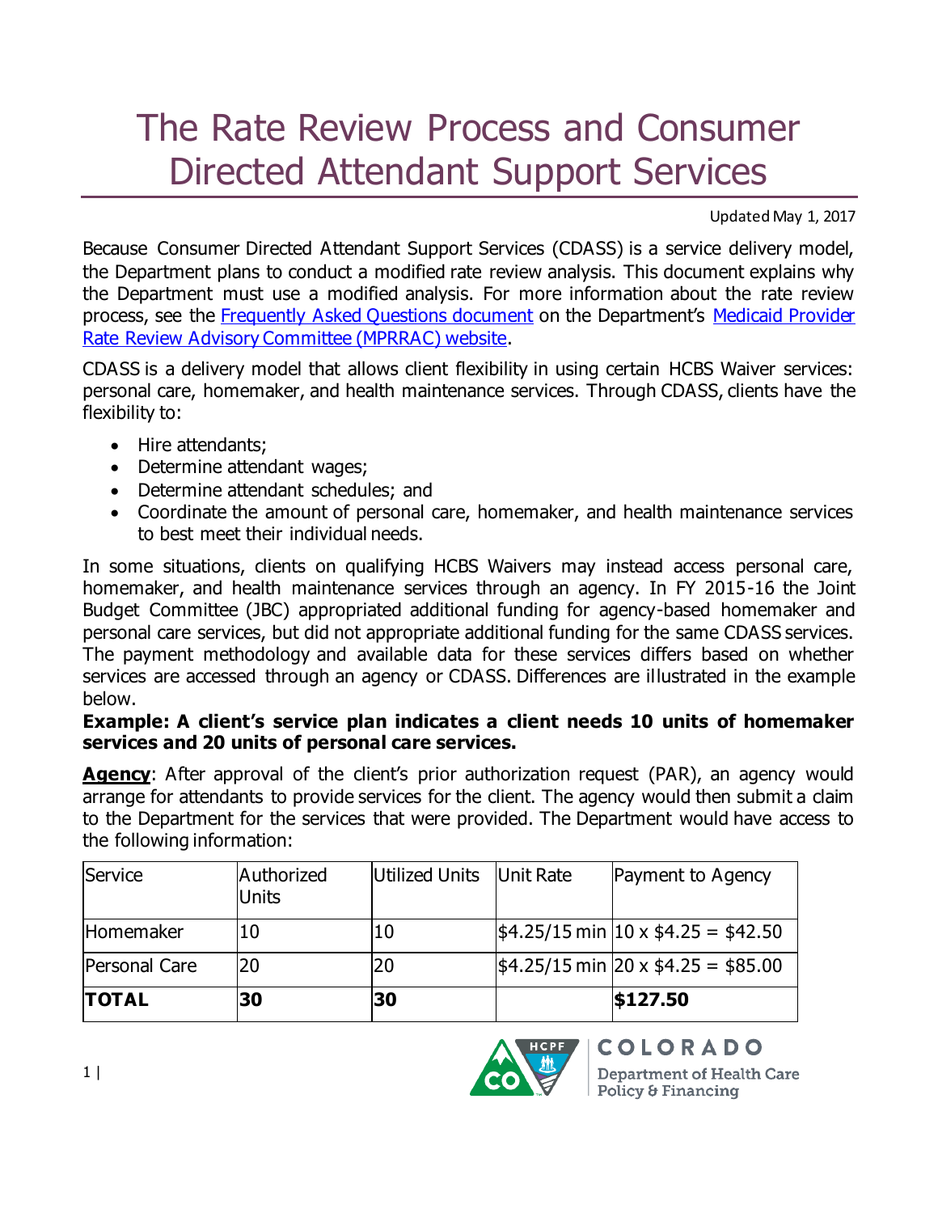# The Rate Review Process and Consumer Directed Attendant Support Services

Updated May 1, 2017

Because Consumer Directed Attendant Support Services (CDASS) is a service delivery model, the Department plans to conduct a modified rate review analysis. This document explains why the Department must use a modified analysis. For more information about the rate review process, see the [Frequently Asked Questions document]() on the Department's [Medicaid Provider Rate Review Advisory Committee (MPRRAC) website]().

CDASS is a delivery model that allows client flexibility in using certain HCBS Waiver services: personal care, homemaker, and health maintenance services. Through CDASS, clients have the flexibility to:

- Hire attendants;
- Determine attendant wages;
- Determine attendant schedules; and
- Coordinate the amount of personal care, homemaker, and health maintenance services to best meet their individual needs.

In some situations, clients on qualifying HCBS Waivers may instead access personal care, homemaker, and health maintenance services through an agency. In FY 2015-16 the Joint Budget Committee (JBC) appropriated additional funding for agency-based homemaker and personal care services, but did not appropriate additional funding for the same CDASS services. The payment methodology and available data for these services differs based on whether services are accessed through an agency or CDASS. Differences are illustrated in the example below.

**Example: A client's service plan indicates a client needs 10 units of homemaker services and 20 units of personal care services.**

**Agency**: After approval of the client's prior authorization request (PAR), an agency would arrange for attendants to provide services for the client. The agency would then submit a claim to the Department for the services that were provided. The Department would have access to the following information:

| Service | Authorized Units | Utilized Units | Unit Rate | Payment to Agency |
|---|---|---|---|---|
| Homemaker | 10 | 10 | $4.25/15 min | 10 x $4.25 = $42.50 |
| Personal Care | 20 | 20 | $4.25/15 min | 20 x $4.25 = $85.00 |
| **TOTAL** | **30** | **30** | | **$127.50** |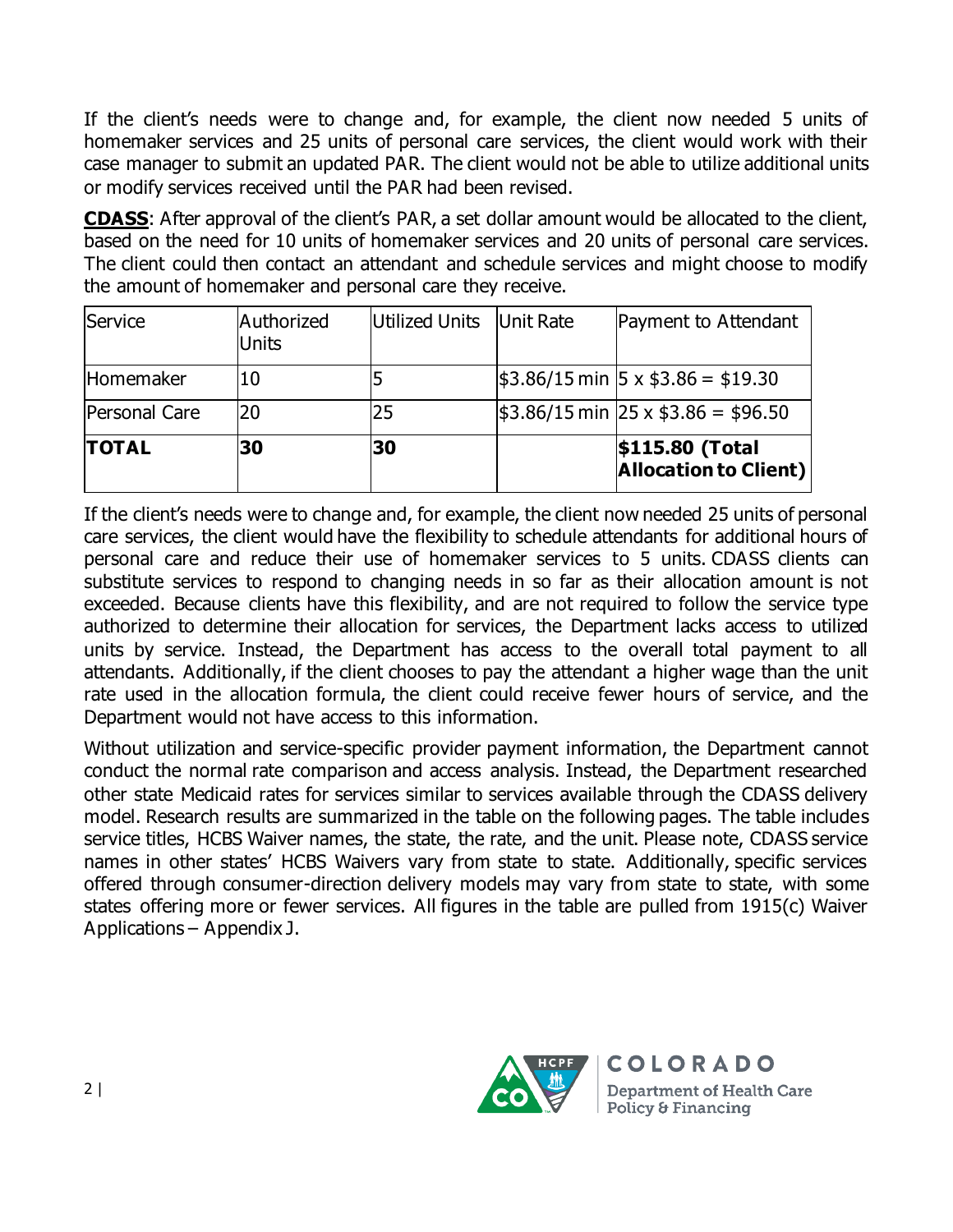If the client's needs were to change and, for example, the client now needed 5 units of homemaker services and 25 units of personal care services, the client would work with their case manager to submit an updated PAR. The client would not be able to utilize additional units or modify services received until the PAR had been revised.

**CDASS**: After approval of the client's PAR, a set dollar amount would be allocated to the client, based on the need for 10 units of homemaker services and 20 units of personal care services. The client could then contact an attendant and schedule services and might choose to modify the amount of homemaker and personal care they receive.

| Service | Authorized Units | Utilized Units | Unit Rate | Payment to Attendant |
|---|---|---|---|---|
| Homemaker | 10 | 5 | \$3.86/15 min | 5 x \$3.86 = \$19.30 |
| Personal Care | 20 | 25 | \$3.86/15 min | 25 x \$3.86 = \$96.50 |
| **TOTAL** | **30** | **30** | | **\$115.80 (Total Allocation to Client)** |

If the client's needs were to change and, for example, the client now needed 25 units of personal care services, the client would have the flexibility to schedule attendants for additional hours of personal care and reduce their use of homemaker services to 5 units. CDASS clients can substitute services to respond to changing needs in so far as their allocation amount is not exceeded. Because clients have this flexibility, and are not required to follow the service type authorized to determine their allocation for services, the Department lacks access to utilized units by service. Instead, the Department has access to the overall total payment to all attendants. Additionally, if the client chooses to pay the attendant a higher wage than the unit rate used in the allocation formula, the client could receive fewer hours of service, and the Department would not have access to this information.

Without utilization and service-specific provider payment information, the Department cannot conduct the normal rate comparison and access analysis. Instead, the Department researched other state Medicaid rates for services similar to services available through the CDASS delivery model. Research results are summarized in the table on the following pages. The table includes service titles, HCBS Waiver names, the state, the rate, and the unit. Please note, CDASS service names in other states' HCBS Waivers vary from state to state. Additionally, specific services offered through consumer-direction delivery models may vary from state to state, with some states offering more or fewer services. All figures in the table are pulled from 1915(c) Waiver Applications – Appendix J.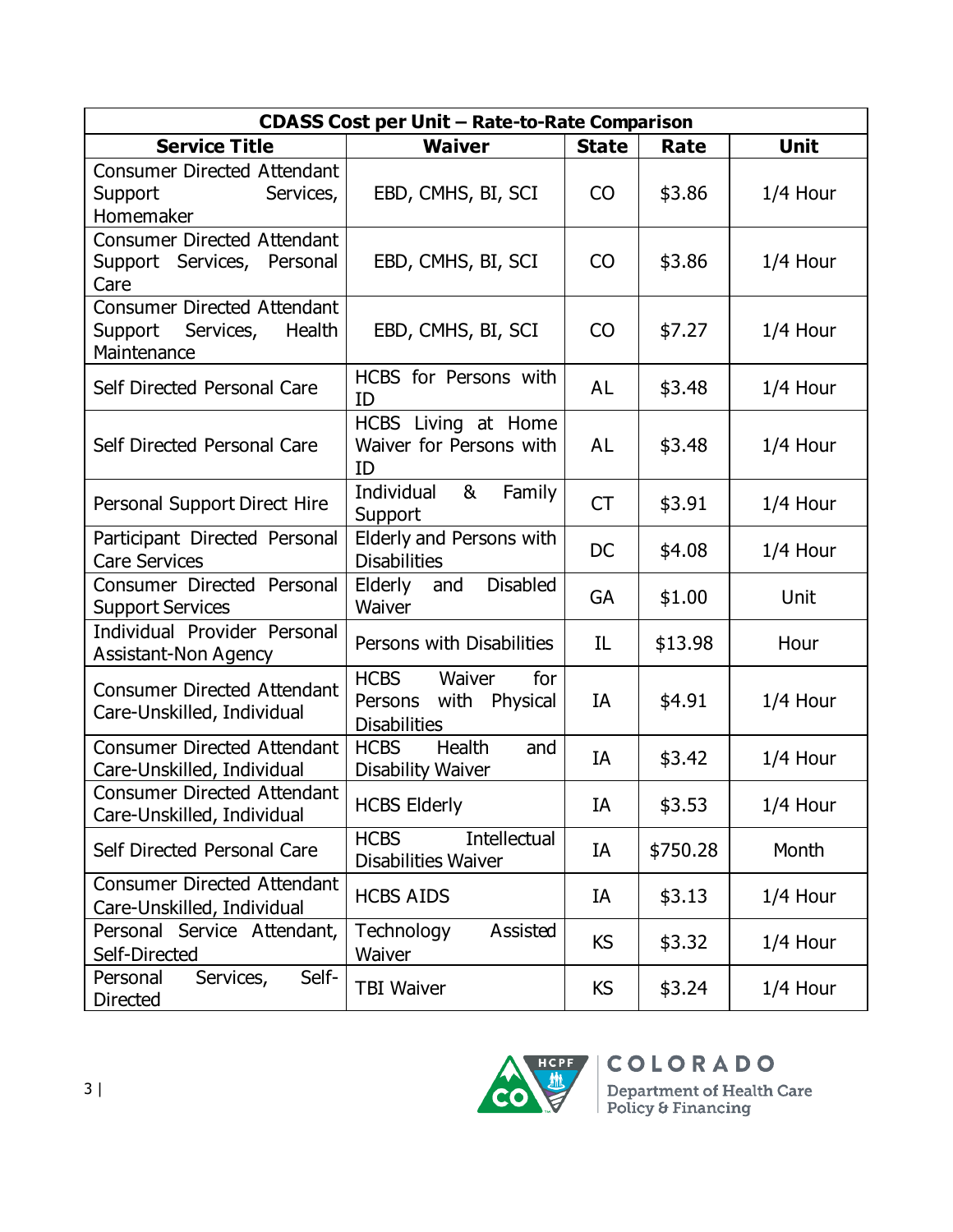| CDASS Cost per Unit – Rate-to-Rate Comparison | | | | |
|---|---|---|---|---|
| **Service Title** | **Waiver** | **State** | **Rate** | **Unit** |
| Consumer Directed Attendant Support Services, Homemaker | EBD, CMHS, BI, SCI | CO | $3.86 | 1/4 Hour |
| Consumer Directed Attendant Support Services, Personal Care | EBD, CMHS, BI, SCI | CO | $3.86 | 1/4 Hour |
| Consumer Directed Attendant Support Services, Health Maintenance | EBD, CMHS, BI, SCI | CO | $7.27 | 1/4 Hour |
| Self Directed Personal Care | HCBS for Persons with ID | AL | $3.48 | 1/4 Hour |
| Self Directed Personal Care | HCBS Living at Home Waiver for Persons with ID | AL | $3.48 | 1/4 Hour |
| Personal Support Direct Hire | Individual & Family Support | CT | $3.91 | 1/4 Hour |
| Participant Directed Personal Care Services | Elderly and Persons with Disabilities | DC | $4.08 | 1/4 Hour |
| Consumer Directed Personal Support Services | Elderly and Disabled Waiver | GA | $1.00 | Unit |
| Individual Provider Personal Assistant-Non Agency | Persons with Disabilities | IL | $13.98 | Hour |
| Consumer Directed Attendant Care-Unskilled, Individual | HCBS Waiver for Persons with Physical Disabilities | IA | $4.91 | 1/4 Hour |
| Consumer Directed Attendant Care-Unskilled, Individual | HCBS Health and Disability Waiver | IA | $3.42 | 1/4 Hour |
| Consumer Directed Attendant Care-Unskilled, Individual | HCBS Elderly | IA | $3.53 | 1/4 Hour |
| Self Directed Personal Care | HCBS Intellectual Disabilities Waiver | IA | $750.28 | Month |
| Consumer Directed Attendant Care-Unskilled, Individual | HCBS AIDS | IA | $3.13 | 1/4 Hour |
| Personal Service Attendant, Self-Directed | Technology Assisted Waiver | KS | $3.32 | 1/4 Hour |
| Personal Services, Self-Directed | TBI Waiver | KS | $3.24 | 1/4 Hour |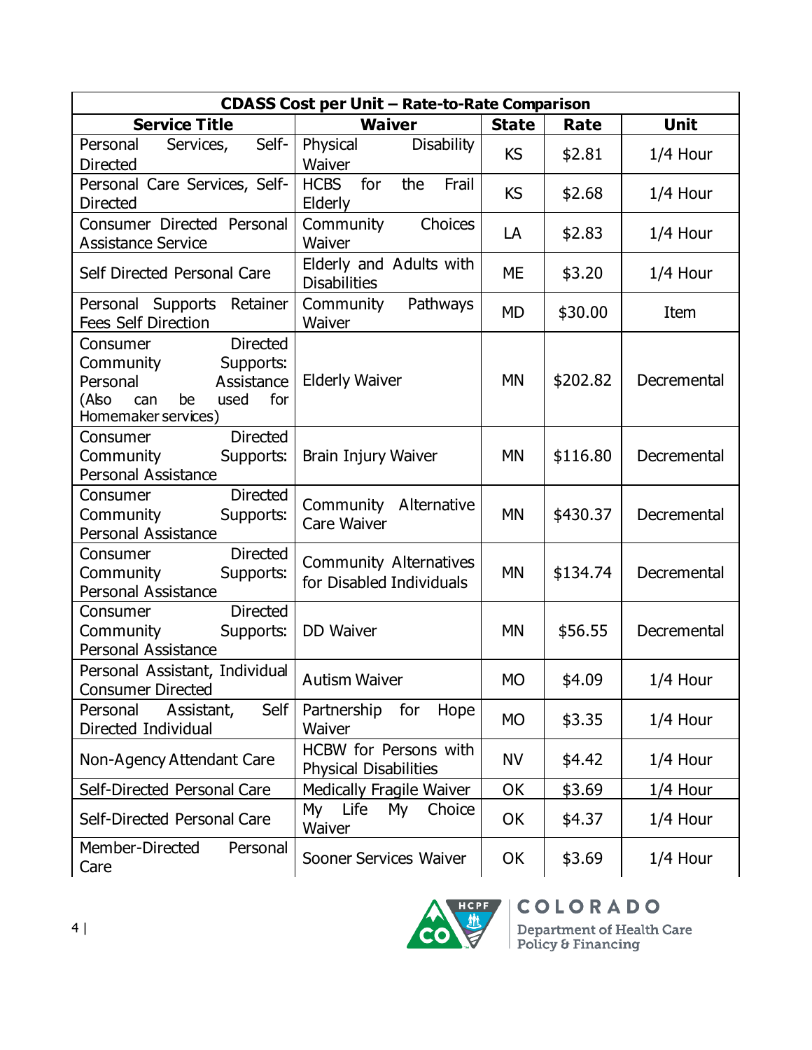| CDASS Cost per Unit – Rate-to-Rate Comparison | | | | |
|---|---|---|---|---|
| **Service Title** | **Waiver** | **State** | **Rate** | **Unit** |
| Personal Services, Self-Directed | Physical Disability Waiver | KS | $2.81 | 1/4 Hour |
| Personal Care Services, Self-Directed | HCBS for the Frail Elderly | KS | $2.68 | 1/4 Hour |
| Consumer Directed Personal Assistance Service | Community Choices Waiver | LA | $2.83 | 1/4 Hour |
| Self Directed Personal Care | Elderly and Adults with Disabilities | ME | $3.20 | 1/4 Hour |
| Personal Supports Retainer Fees Self Direction | Community Pathways Waiver | MD | $30.00 | Item |
| Consumer Directed Community Supports: Personal Assistance (Also can be used for Homemaker services) | Elderly Waiver | MN | $202.82 | Decremental |
| Consumer Directed Community Supports: Personal Assistance | Brain Injury Waiver | MN | $116.80 | Decremental |
| Consumer Directed Community Supports: Personal Assistance | Community Alternative Care Waiver | MN | $430.37 | Decremental |
| Consumer Directed Community Supports: Personal Assistance | Community Alternatives for Disabled Individuals | MN | $134.74 | Decremental |
| Consumer Directed Community Supports: Personal Assistance | DD Waiver | MN | $56.55 | Decremental |
| Personal Assistant, Individual Consumer Directed | Autism Waiver | MO | $4.09 | 1/4 Hour |
| Personal Assistant, Self Directed Individual | Partnership for Hope Waiver | MO | $3.35 | 1/4 Hour |
| Non-Agency Attendant Care | HCBW for Persons with Physical Disabilities | NV | $4.42 | 1/4 Hour |
| Self-Directed Personal Care | Medically Fragile Waiver | OK | $3.69 | 1/4 Hour |
| Self-Directed Personal Care | My Life My Choice Waiver | OK | $4.37 | 1/4 Hour |
| Member-Directed Personal Care | Sooner Services Waiver | OK | $3.69 | 1/4 Hour |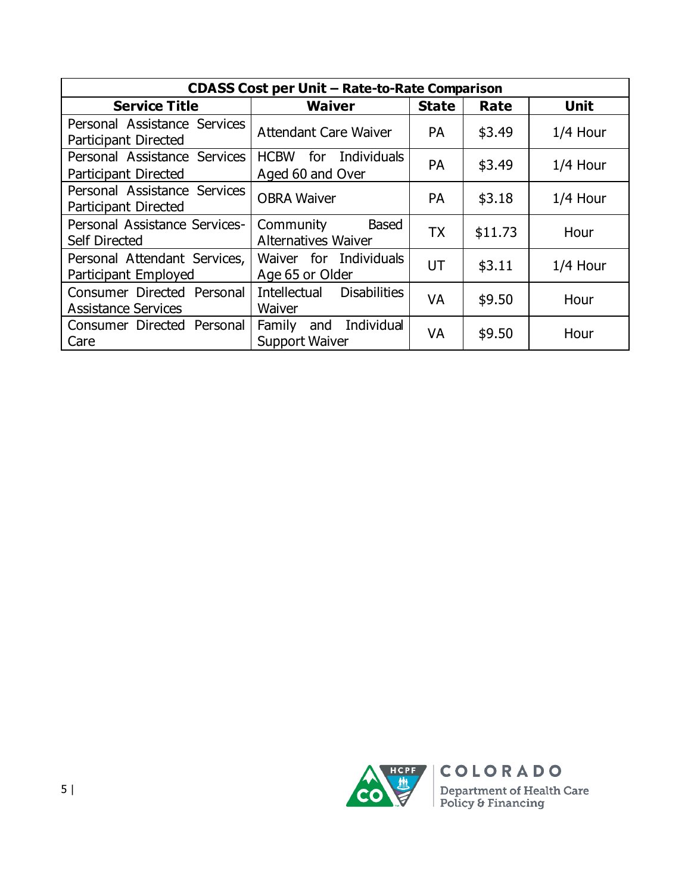| CDASS Cost per Unit – Rate-to-Rate Comparison | | | | |
|---|---|---|---|---|
| **Service Title** | **Waiver** | **State** | **Rate** | **Unit** |
| Personal Assistance Services Participant Directed | Attendant Care Waiver | PA | $3.49 | 1/4 Hour |
| Personal Assistance Services Participant Directed | HCBW for Individuals Aged 60 and Over | PA | $3.49 | 1/4 Hour |
| Personal Assistance Services Participant Directed | OBRA Waiver | PA | $3.18 | 1/4 Hour |
| Personal Assistance Services-Self Directed | Community Based Alternatives Waiver | TX | $11.73 | Hour |
| Personal Attendant Services, Participant Employed | Waiver for Individuals Age 65 or Older | UT | $3.11 | 1/4 Hour |
| Consumer Directed Personal Assistance Services | Intellectual Disabilities Waiver | VA | $9.50 | Hour |
| Consumer Directed Personal Care | Family and Individual Support Waiver | VA | $9.50 | Hour |